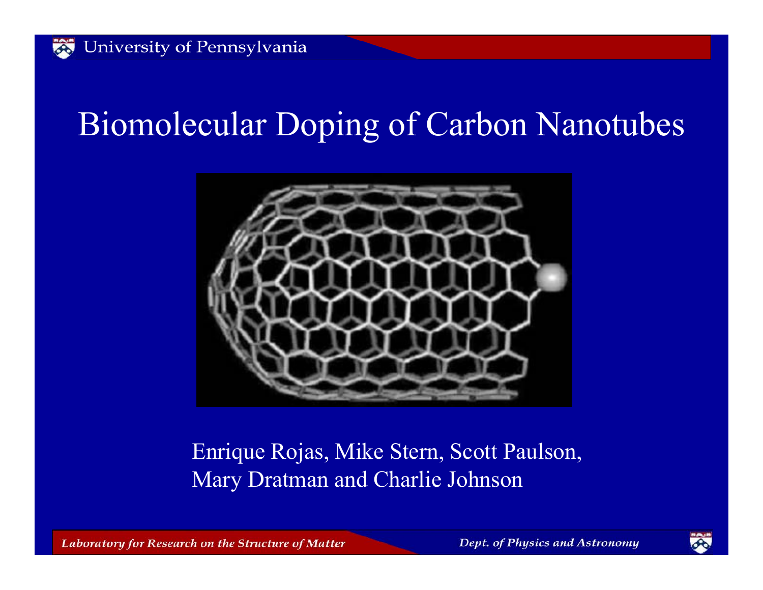# Biomolecular Doping of Carbon Nanotubes

Enrique Rojas, Mike Stern, Scott Paulson, Mary Dratman and Charlie Johnson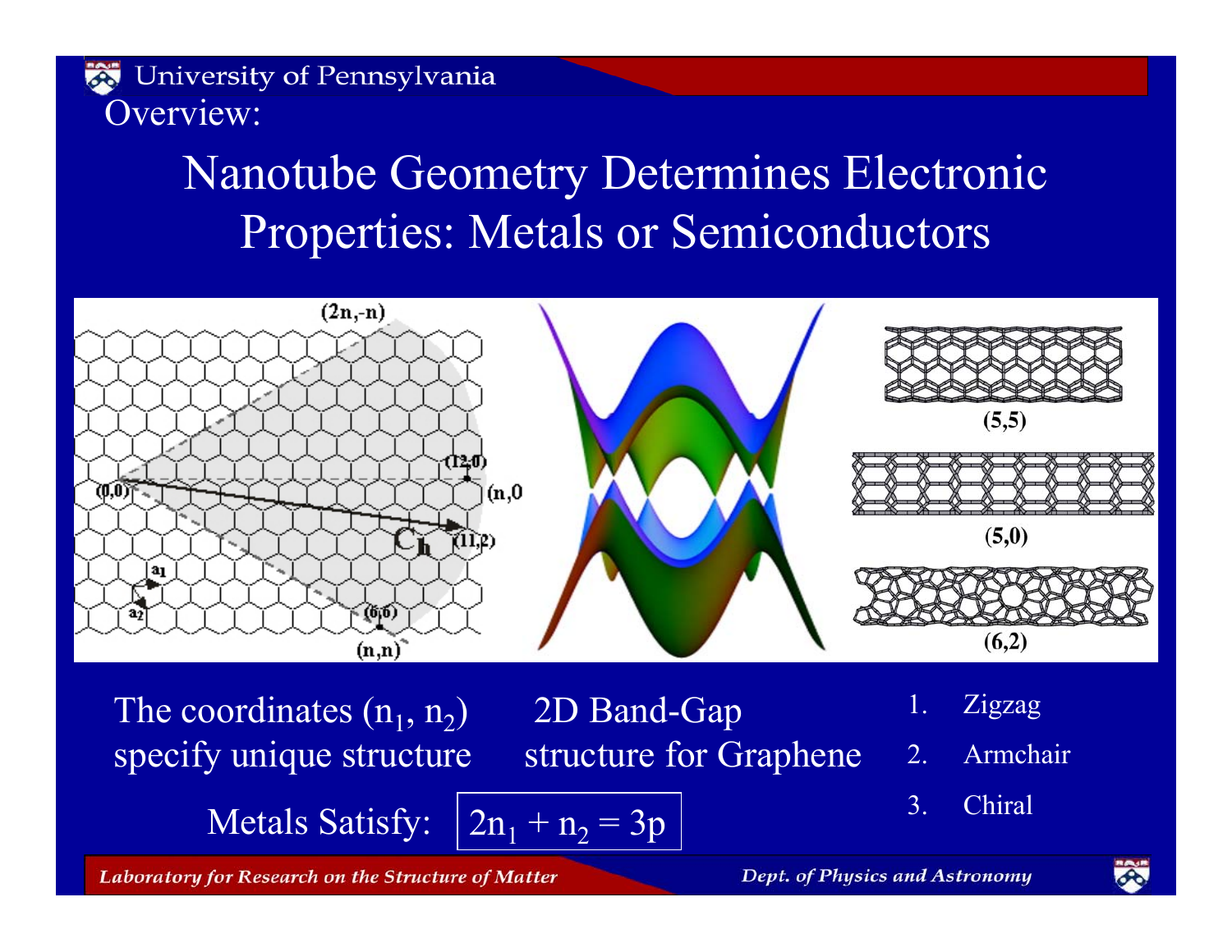Overview:

# Nanotube Geometry Determines Electronic Properties: Metals or Semiconductors

The coordinates ($n_1$, $n_2$) specify unique structure

2D Band-Gap structure for Graphene

1. Zigzag
2. Armchair
3. Chiral

Metals Satisfy: $2n_1 + n_2 = 3p$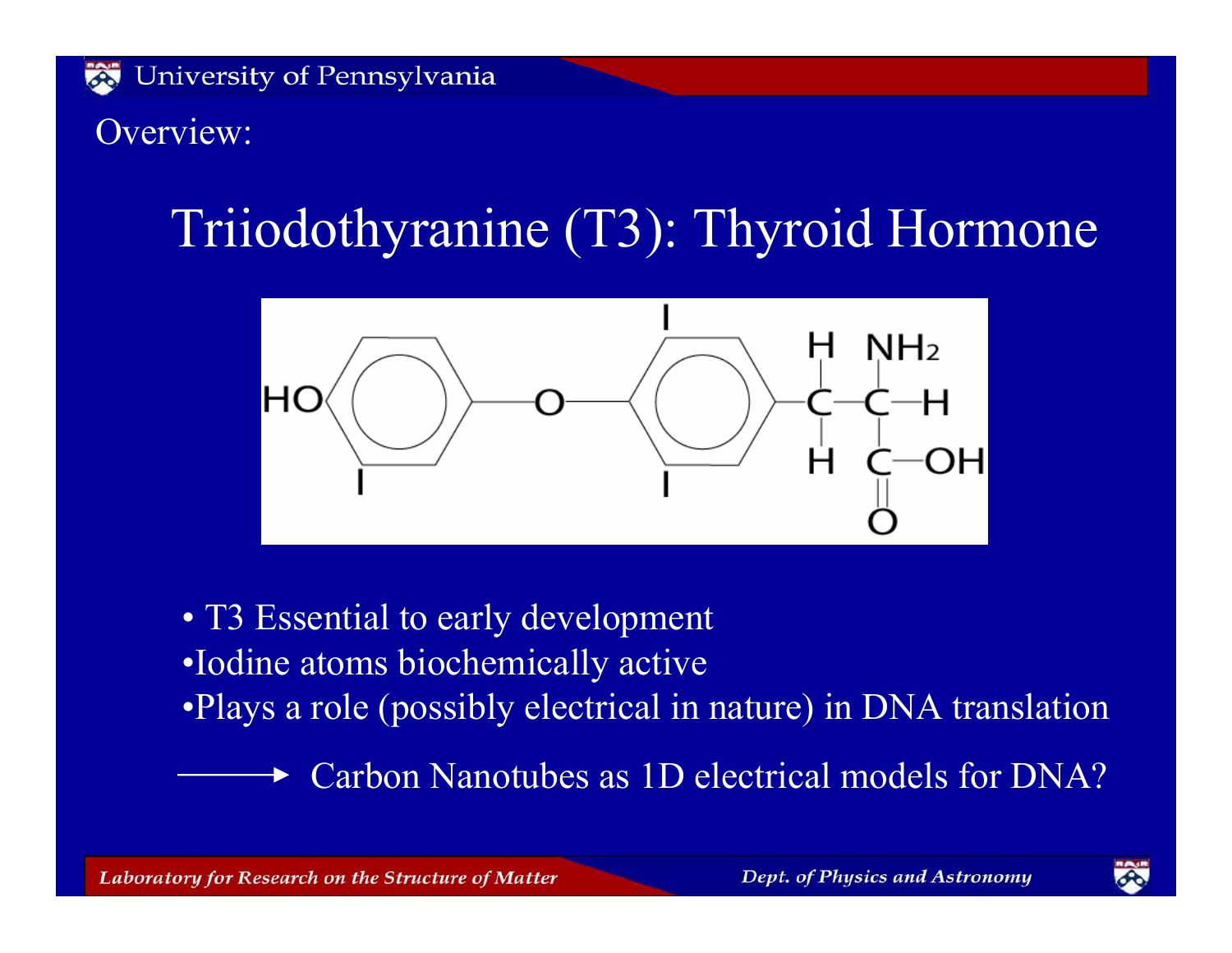Overview:

# Triiodothyranine (T3): Thyroid Hormone

- T3 Essential to early development
- Iodine atoms biochemically active
- Plays a role (possibly electrical in nature) in DNA translation

⟶ Carbon Nanotubes as 1D electrical models for DNA?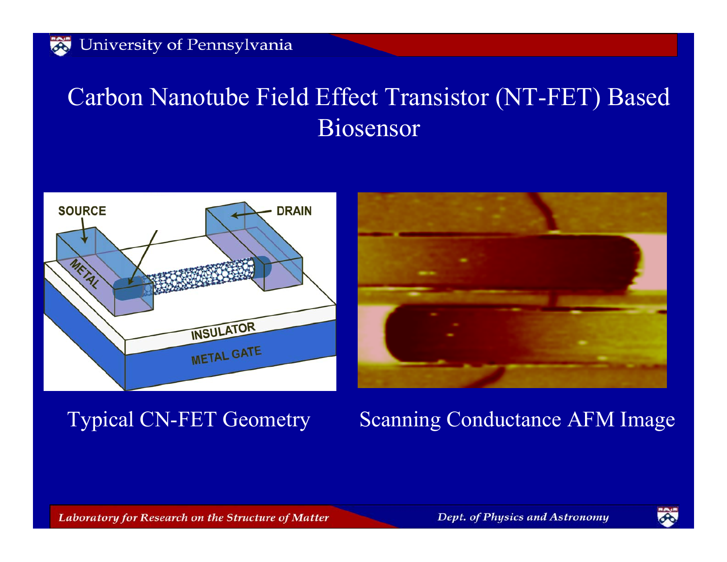# Carbon Nanotube Field Effect Transistor (NT-FET) Based Biosensor

Typical CN-FET Geometry

Scanning Conductance AFM Image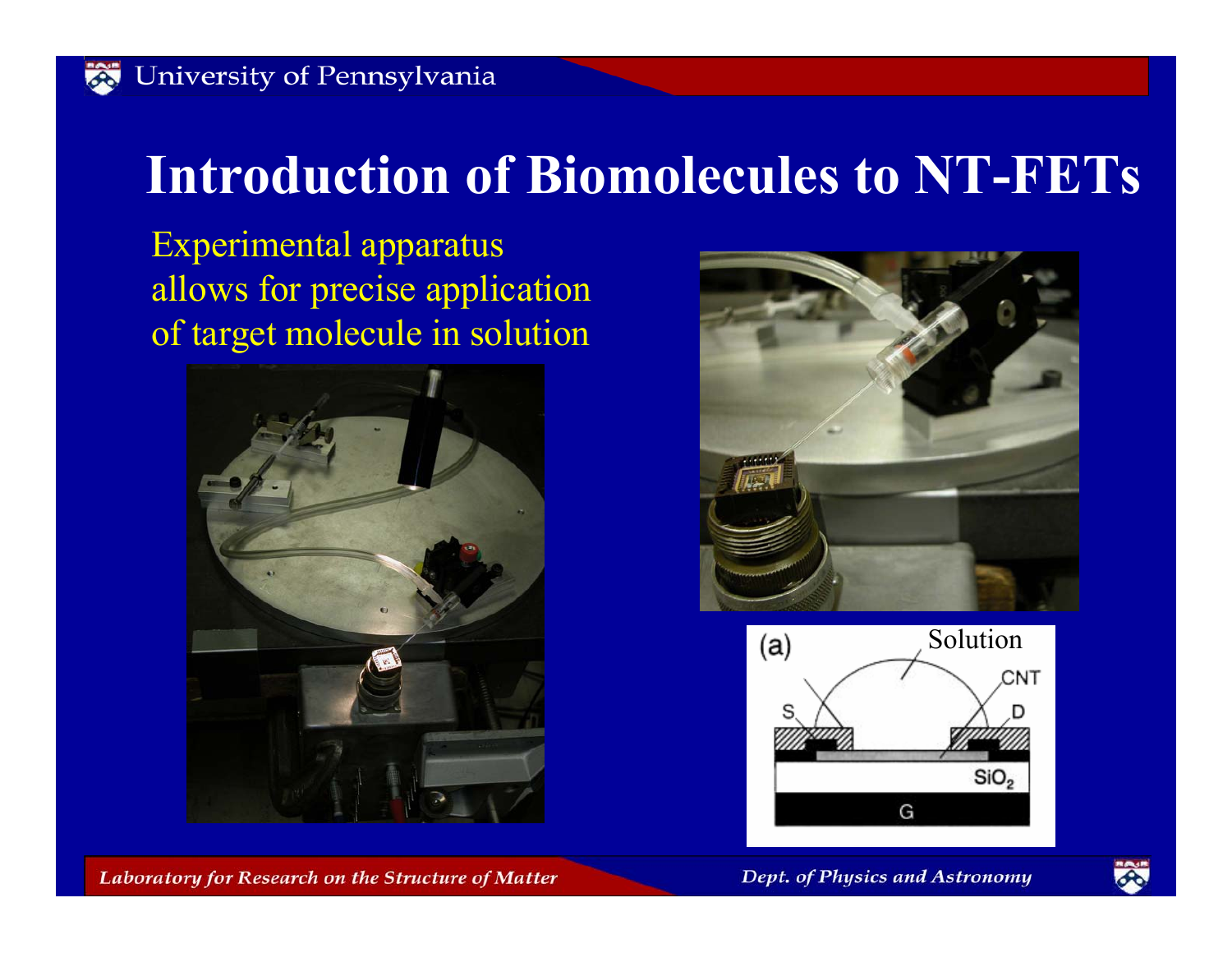# Introduction of Biomolecules to NT-FETs

Experimental apparatus allows for precise application of target molecule in solution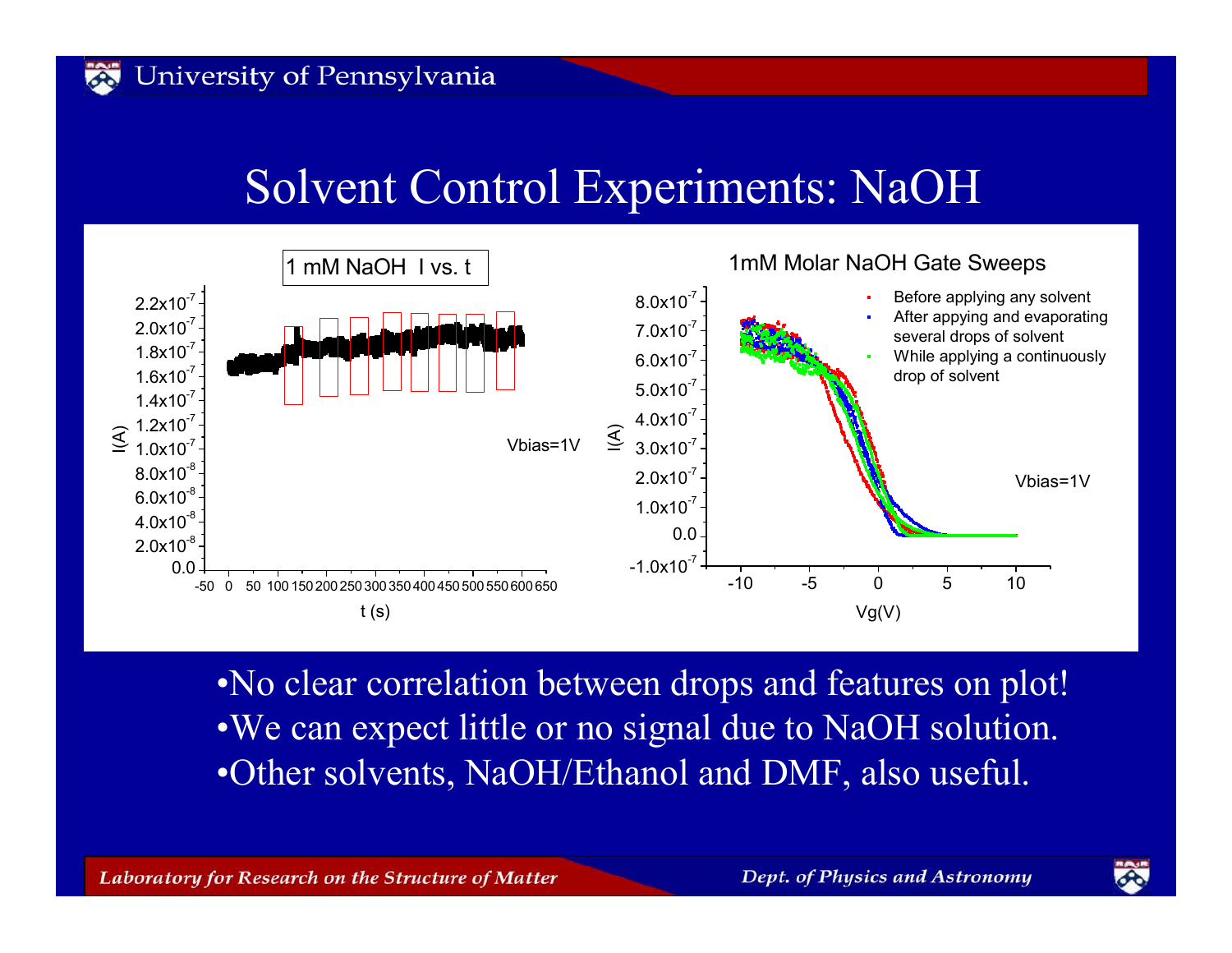# Solvent Control Experiments: NaOH

1 mM NaOH I vs. t

1mM Molar NaOH Gate Sweeps

- Before applying any solvent
- After appying and evaporating several drops of solvent
- While applying a continuously drop of solvent

Vbias=1V

- No clear correlation between drops and features on plot!
- We can expect little or no signal due to NaOH solution.
- Other solvents, NaOH/Ethanol and DMF, also useful.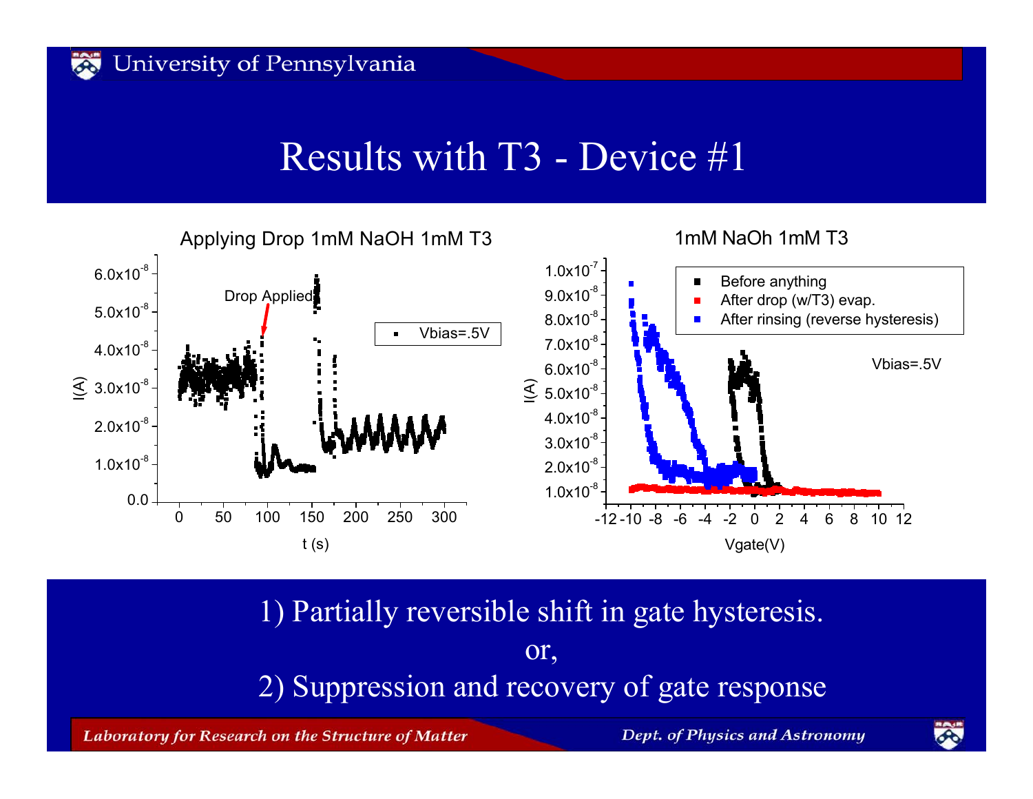# Results with T3 - Device #1

1) Partially reversible shift in gate hysteresis.

or,

2) Suppression and recovery of gate response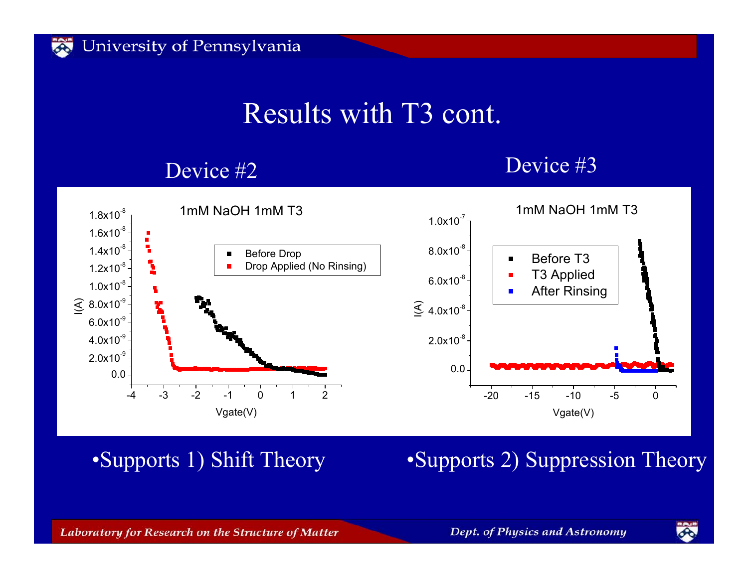# Results with T3 cont.

## Device #2

1mM NaOH 1mM T3

- Before Drop
- Drop Applied (No Rinsing)

I(A) vs Vgate(V)

•Supports 1) Shift Theory

## Device #3

1mM NaOH 1mM T3

- Before T3
- T3 Applied
- After Rinsing

I(A) vs Vgate(V)

•Supports 2) Suppression Theory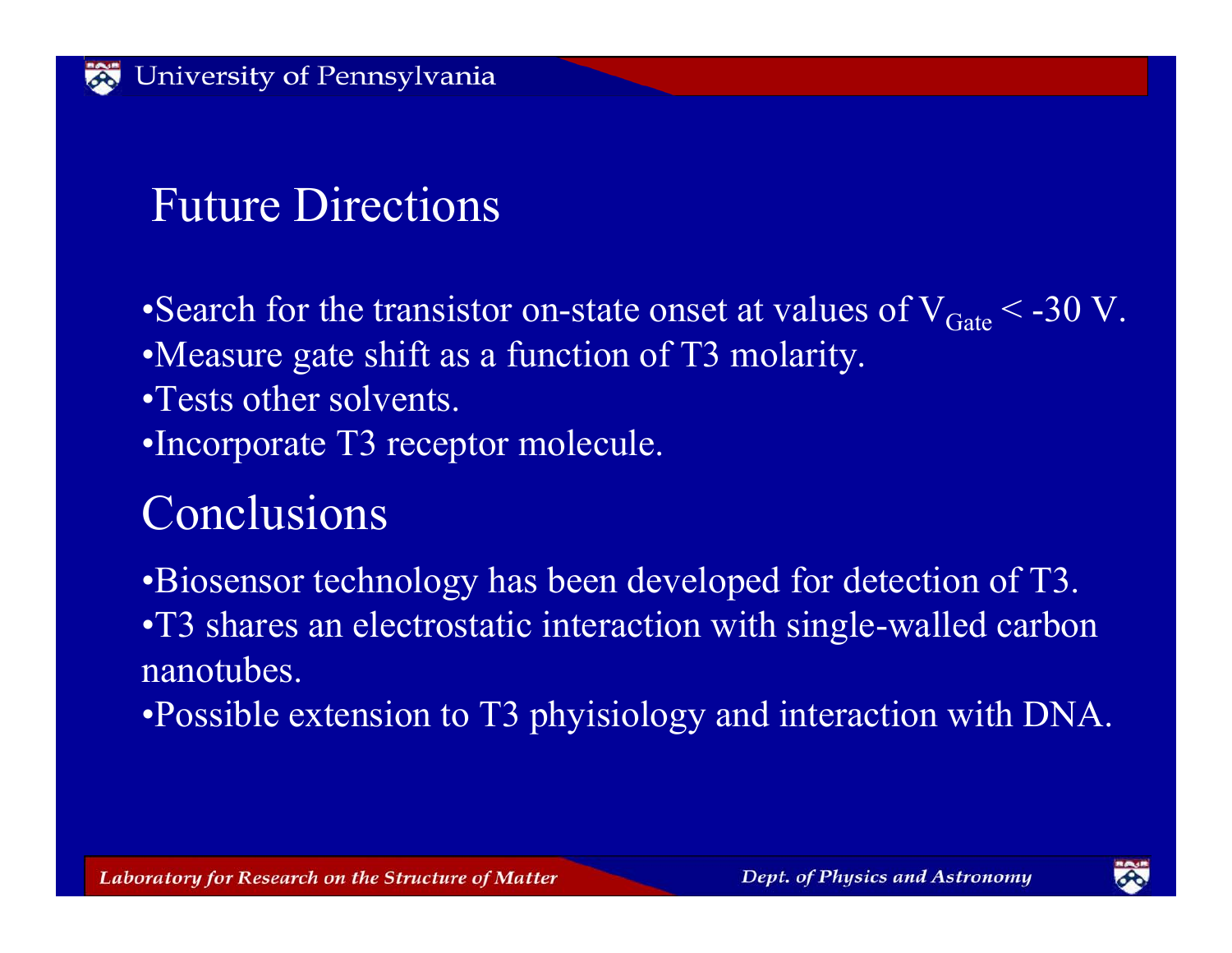## Future Directions

- Search for the transistor on-state onset at values of $V_{Gate} < -30$ V.
- Measure gate shift as a function of T3 molarity.
- Tests other solvents.
- Incorporate T3 receptor molecule.

## Conclusions

- Biosensor technology has been developed for detection of T3.
- T3 shares an electrostatic interaction with single-walled carbon nanotubes.
- Possible extension to T3 phyisiology and interaction with DNA.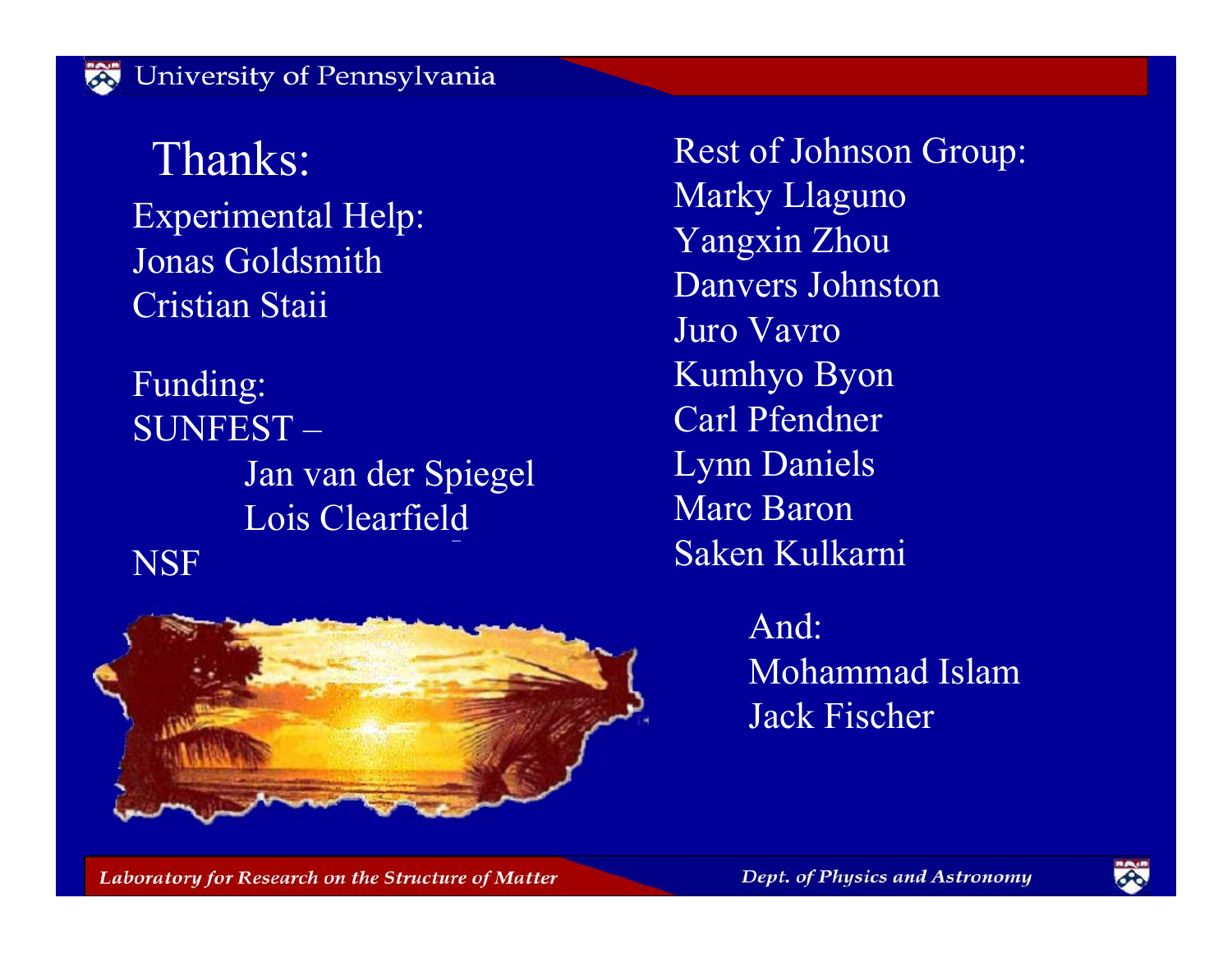# Thanks:

Experimental Help:
Jonas Goldsmith
Cristian Staii

Funding:
SUNFEST –
Jan van der Spiegel
Lois Clearfield

NSF

Rest of Johnson Group:
Marky Llaguno
Yangxin Zhou
Danvers Johnston
Juro Vavro
Kumhyo Byon
Carl Pfendner
Lynn Daniels
Marc Baron
Saken Kulkarni

And:
Mohammad Islam
Jack Fischer